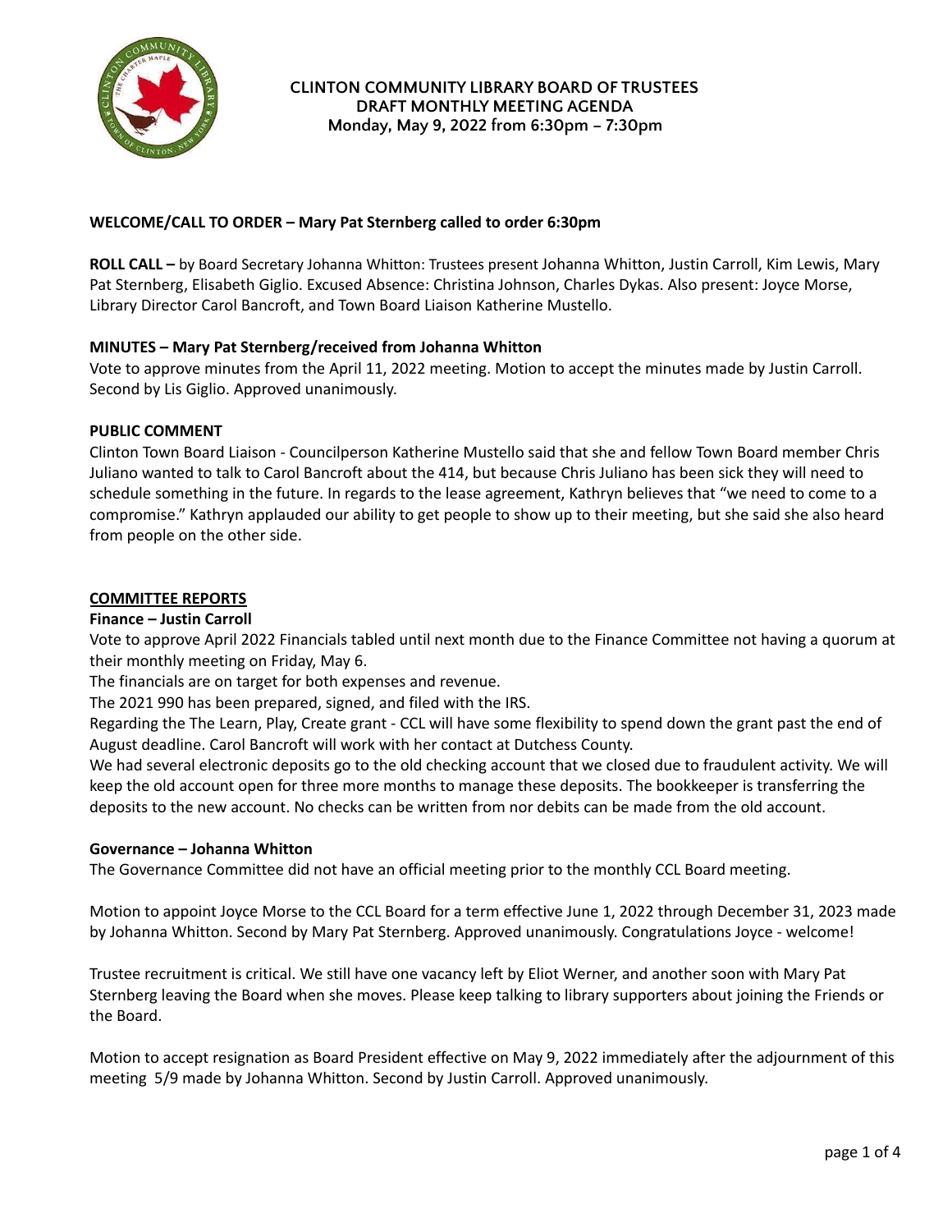# CLINTON COMMUNITY LIBRARY BOARD OF TRUSTEES
## DRAFT MONTHLY MEETING AGENDA
### Monday, May 9, 2022 from 6:30pm – 7:30pm

**WELCOME/CALL TO ORDER – Mary Pat Sternberg called to order 6:30pm**

**ROLL CALL –** by Board Secretary Johanna Whitton: Trustees present Johanna Whitton, Justin Carroll, Kim Lewis, Mary Pat Sternberg, Elisabeth Giglio. Excused Absence: Christina Johnson, Charles Dykas. Also present: Joyce Morse, Library Director Carol Bancroft, and Town Board Liaison Katherine Mustello.

**MINUTES – Mary Pat Sternberg/received from Johanna Whitton**

Vote to approve minutes from the April 11, 2022 meeting. Motion to accept the minutes made by Justin Carroll. Second by Lis Giglio. Approved unanimously.

**PUBLIC COMMENT**

Clinton Town Board Liaison - Councilperson Katherine Mustello said that she and fellow Town Board member Chris Juliano wanted to talk to Carol Bancroft about the 414, but because Chris Juliano has been sick they will need to schedule something in the future. In regards to the lease agreement, Kathryn believes that "we need to come to a compromise." Kathryn applauded our ability to get people to show up to their meeting, but she said she also heard from people on the other side.

**COMMITTEE REPORTS**

**Finance – Justin Carroll**

Vote to approve April 2022 Financials tabled until next month due to the Finance Committee not having a quorum at their monthly meeting on Friday, May 6.

The financials are on target for both expenses and revenue.

The 2021 990 has been prepared, signed, and filed with the IRS.

Regarding the The Learn, Play, Create grant - CCL will have some flexibility to spend down the grant past the end of August deadline. Carol Bancroft will work with her contact at Dutchess County.

We had several electronic deposits go to the old checking account that we closed due to fraudulent activity. We will keep the old account open for three more months to manage these deposits. The bookkeeper is transferring the deposits to the new account. No checks can be written from nor debits can be made from the old account.

**Governance – Johanna Whitton**

The Governance Committee did not have an official meeting prior to the monthly CCL Board meeting.

Motion to appoint Joyce Morse to the CCL Board for a term effective June 1, 2022 through December 31, 2023 made by Johanna Whitton. Second by Mary Pat Sternberg. Approved unanimously. Congratulations Joyce - welcome!

Trustee recruitment is critical. We still have one vacancy left by Eliot Werner, and another soon with Mary Pat Sternberg leaving the Board when she moves. Please keep talking to library supporters about joining the Friends or the Board.

Motion to accept resignation as Board President effective on May 9, 2022 immediately after the adjournment of this meeting 5/9 made by Johanna Whitton. Second by Justin Carroll. Approved unanimously.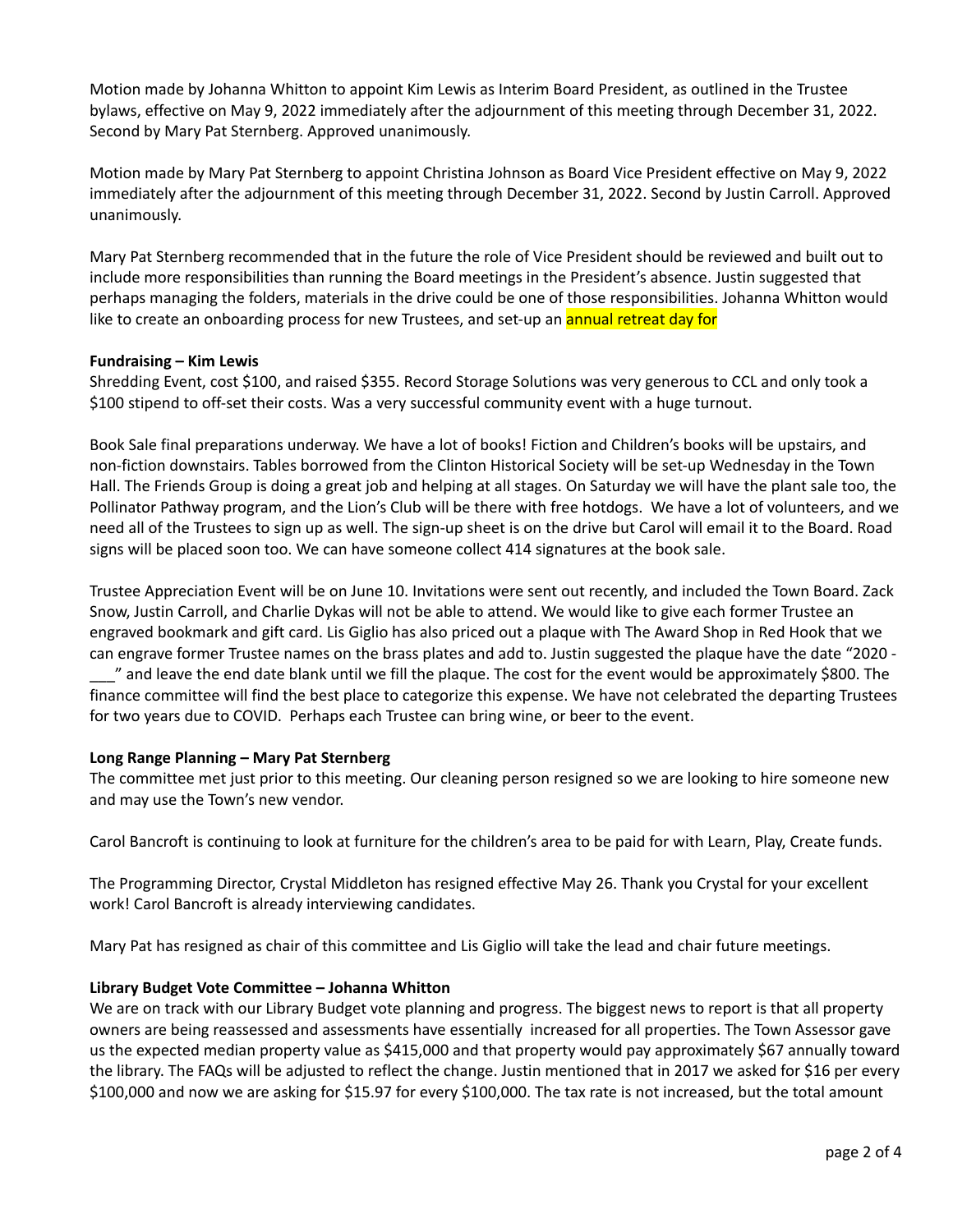Motion made by Johanna Whitton to appoint Kim Lewis as Interim Board President, as outlined in the Trustee bylaws, effective on May 9, 2022 immediately after the adjournment of this meeting through December 31, 2022. Second by Mary Pat Sternberg. Approved unanimously.

Motion made by Mary Pat Sternberg to appoint Christina Johnson as Board Vice President effective on May 9, 2022 immediately after the adjournment of this meeting through December 31, 2022. Second by Justin Carroll. Approved unanimously.

Mary Pat Sternberg recommended that in the future the role of Vice President should be reviewed and built out to include more responsibilities than running the Board meetings in the President's absence. Justin suggested that perhaps managing the folders, materials in the drive could be one of those responsibilities. Johanna Whitton would like to create an onboarding process for new Trustees, and set-up an annual retreat day for

**Fundraising – Kim Lewis**
Shredding Event, cost $100, and raised $355. Record Storage Solutions was very generous to CCL and only took a $100 stipend to off-set their costs. Was a very successful community event with a huge turnout.

Book Sale final preparations underway. We have a lot of books! Fiction and Children's books will be upstairs, and non-fiction downstairs. Tables borrowed from the Clinton Historical Society will be set-up Wednesday in the Town Hall. The Friends Group is doing a great job and helping at all stages. On Saturday we will have the plant sale too, the Pollinator Pathway program, and the Lion's Club will be there with free hotdogs. We have a lot of volunteers, and we need all of the Trustees to sign up as well. The sign-up sheet is on the drive but Carol will email it to the Board. Road signs will be placed soon too. We can have someone collect 414 signatures at the book sale.

Trustee Appreciation Event will be on June 10. Invitations were sent out recently, and included the Town Board. Zack Snow, Justin Carroll, and Charlie Dykas will not be able to attend. We would like to give each former Trustee an engraved bookmark and gift card. Lis Giglio has also priced out a plaque with The Award Shop in Red Hook that we can engrave former Trustee names on the brass plates and add to. Justin suggested the plaque have the date "2020 - ___" and leave the end date blank until we fill the plaque. The cost for the event would be approximately $800. The finance committee will find the best place to categorize this expense. We have not celebrated the departing Trustees for two years due to COVID. Perhaps each Trustee can bring wine, or beer to the event.

**Long Range Planning – Mary Pat Sternberg**
The committee met just prior to this meeting. Our cleaning person resigned so we are looking to hire someone new and may use the Town's new vendor.

Carol Bancroft is continuing to look at furniture for the children's area to be paid for with Learn, Play, Create funds.

The Programming Director, Crystal Middleton has resigned effective May 26. Thank you Crystal for your excellent work! Carol Bancroft is already interviewing candidates.

Mary Pat has resigned as chair of this committee and Lis Giglio will take the lead and chair future meetings.

**Library Budget Vote Committee – Johanna Whitton**
We are on track with our Library Budget vote planning and progress. The biggest news to report is that all property owners are being reassessed and assessments have essentially increased for all properties. The Town Assessor gave us the expected median property value as $415,000 and that property would pay approximately $67 annually toward the library. The FAQs will be adjusted to reflect the change. Justin mentioned that in 2017 we asked for $16 per every $100,000 and now we are asking for $15.97 for every $100,000. The tax rate is not increased, but the total amount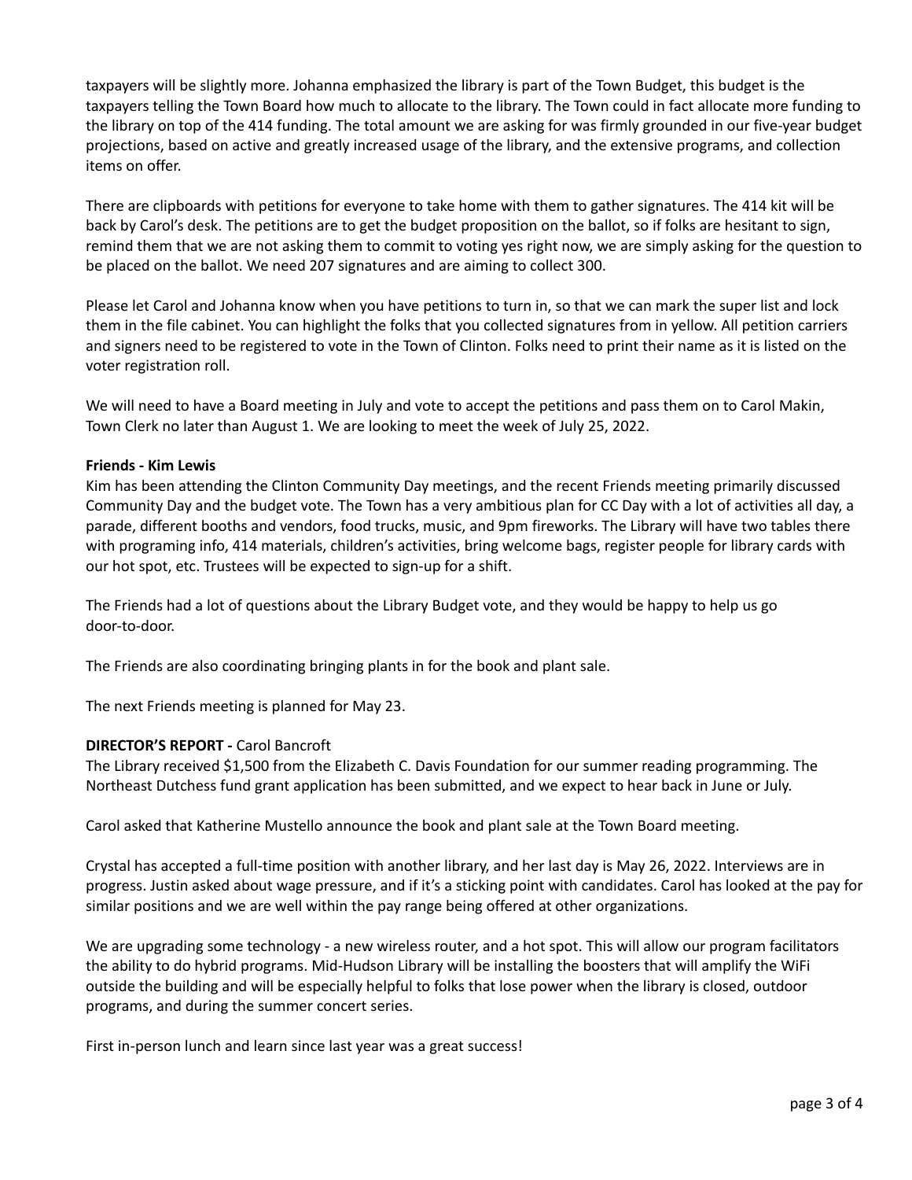taxpayers will be slightly more. Johanna emphasized the library is part of the Town Budget, this budget is the taxpayers telling the Town Board how much to allocate to the library. The Town could in fact allocate more funding to the library on top of the 414 funding. The total amount we are asking for was firmly grounded in our five-year budget projections, based on active and greatly increased usage of the library, and the extensive programs, and collection items on offer.

There are clipboards with petitions for everyone to take home with them to gather signatures. The 414 kit will be back by Carol's desk. The petitions are to get the budget proposition on the ballot, so if folks are hesitant to sign, remind them that we are not asking them to commit to voting yes right now, we are simply asking for the question to be placed on the ballot. We need 207 signatures and are aiming to collect 300.

Please let Carol and Johanna know when you have petitions to turn in, so that we can mark the super list and lock them in the file cabinet. You can highlight the folks that you collected signatures from in yellow. All petition carriers and signers need to be registered to vote in the Town of Clinton. Folks need to print their name as it is listed on the voter registration roll.

We will need to have a Board meeting in July and vote to accept the petitions and pass them on to Carol Makin, Town Clerk no later than August 1. We are looking to meet the week of July 25, 2022.

**Friends - Kim Lewis**
Kim has been attending the Clinton Community Day meetings, and the recent Friends meeting primarily discussed Community Day and the budget vote. The Town has a very ambitious plan for CC Day with a lot of activities all day, a parade, different booths and vendors, food trucks, music, and 9pm fireworks. The Library will have two tables there with programing info, 414 materials, children's activities, bring welcome bags, register people for library cards with our hot spot, etc. Trustees will be expected to sign-up for a shift.

The Friends had a lot of questions about the Library Budget vote, and they would be happy to help us go door-to-door.

The Friends are also coordinating bringing plants in for the book and plant sale.

The next Friends meeting is planned for May 23.

**DIRECTOR'S REPORT -** Carol Bancroft
The Library received $1,500 from the Elizabeth C. Davis Foundation for our summer reading programming. The Northeast Dutchess fund grant application has been submitted, and we expect to hear back in June or July.

Carol asked that Katherine Mustello announce the book and plant sale at the Town Board meeting.

Crystal has accepted a full-time position with another library, and her last day is May 26, 2022. Interviews are in progress. Justin asked about wage pressure, and if it's a sticking point with candidates. Carol has looked at the pay for similar positions and we are well within the pay range being offered at other organizations.

We are upgrading some technology - a new wireless router, and a hot spot. This will allow our program facilitators the ability to do hybrid programs. Mid-Hudson Library will be installing the boosters that will amplify the WiFi outside the building and will be especially helpful to folks that lose power when the library is closed, outdoor programs, and during the summer concert series.

First in-person lunch and learn since last year was a great success!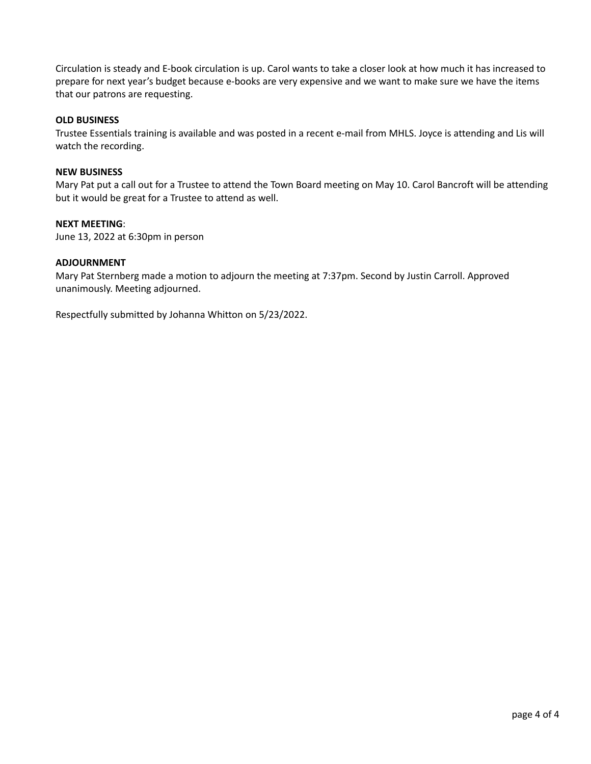Circulation is steady and E-book circulation is up. Carol wants to take a closer look at how much it has increased to prepare for next year's budget because e-books are very expensive and we want to make sure we have the items that our patrons are requesting.

**OLD BUSINESS**
Trustee Essentials training is available and was posted in a recent e-mail from MHLS. Joyce is attending and Lis will watch the recording.

**NEW BUSINESS**
Mary Pat put a call out for a Trustee to attend the Town Board meeting on May 10. Carol Bancroft will be attending but it would be great for a Trustee to attend as well.

**NEXT MEETING**:
June 13, 2022 at 6:30pm in person

**ADJOURNMENT**
Mary Pat Sternberg made a motion to adjourn the meeting at 7:37pm. Second by Justin Carroll. Approved unanimously. Meeting adjourned.

Respectfully submitted by Johanna Whitton on 5/23/2022.